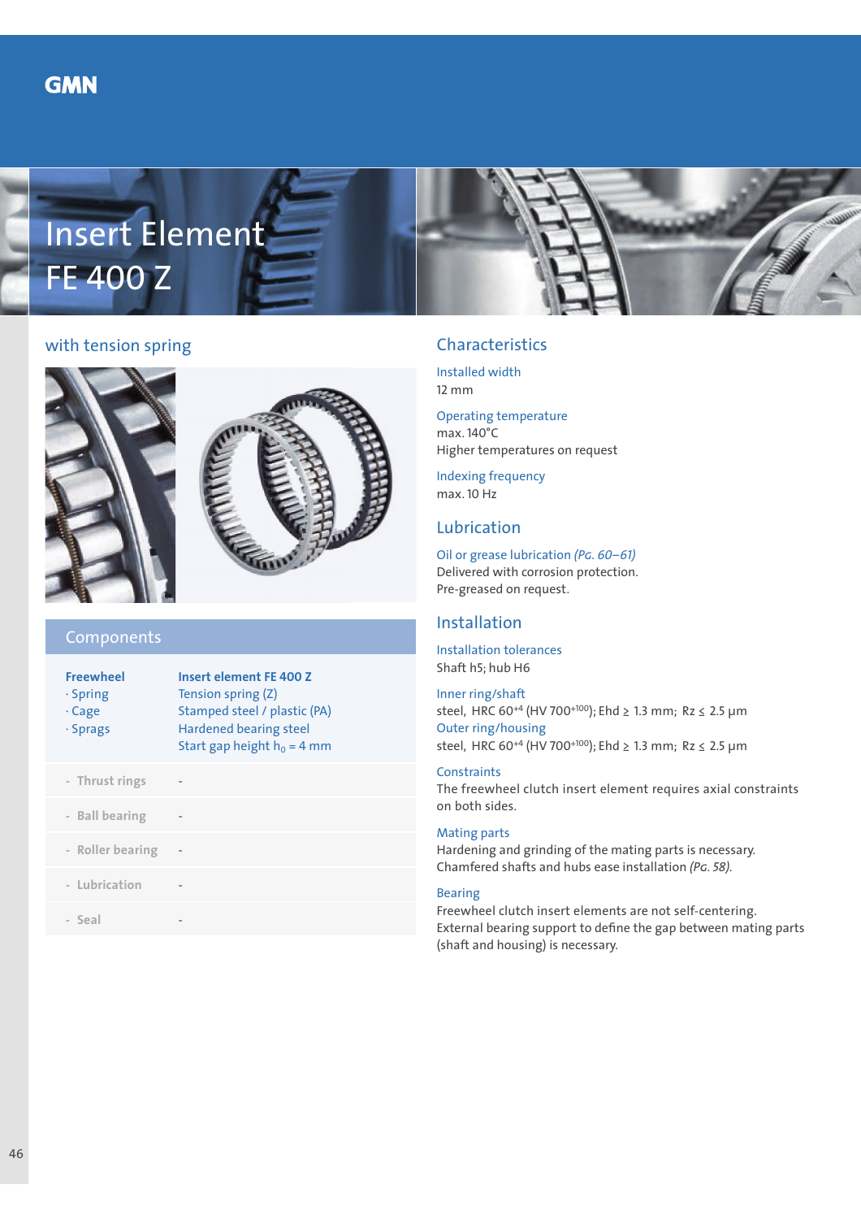GMN

# Insert Element FE 400 Z

## with tension spring

## Components

| Freewheel | Insert element FE 400 Z |
|---|---|
| · Spring | Tension spring (Z) |
| · Cage | Stamped steel / plastic (PA) |
| · Sprags | Hardened bearing steel |
| | Start gap height $h_0$ = 4 mm |
| - Thrust rings | - |
| - Ball bearing | - |
| - Roller bearing | - |
| - Lubrication | - |
| - Seal | - |

## Characteristics

**Installed width**
12 mm

**Operating temperature**
max. 140°C
Higher temperatures on request

**Indexing frequency**
max. 10 Hz

## Lubrication

**Oil or grease lubrication** *(Pg. 60–61)*
Delivered with corrosion protection.
Pre-greased on request.

## Installation

**Installation tolerances**
Shaft h5; hub H6

**Inner ring/shaft**
steel, HRC $60^{+4}$ (HV $700^{+100}$); Ehd ≥ 1.3 mm; Rz ≤ 2.5 µm

**Outer ring/housing**
steel, HRC $60^{+4}$ (HV $700^{+100}$); Ehd ≥ 1.3 mm; Rz ≤ 2.5 µm

**Constraints**
The freewheel clutch insert element requires axial constraints on both sides.

**Mating parts**
Hardening and grinding of the mating parts is necessary.
Chamfered shafts and hubs ease installation *(Pg. 58)*.

**Bearing**
Freewheel clutch insert elements are not self-centering.
External bearing support to define the gap between mating parts (shaft and housing) is necessary.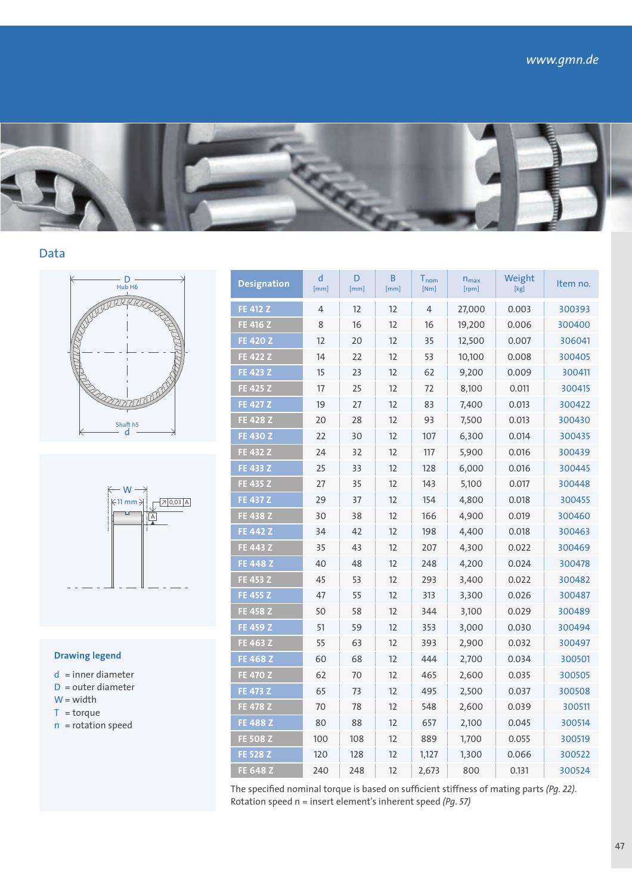## Data

| Designation | d [mm] | D [mm] | B [mm] | $T_{nom}$ [Nm] | $n_{max}$ [rpm] | Weight [kg] | Item no. |
|---|---|---|---|---|---|---|---|
| FE 412 Z | 4 | 12 | 12 | 4 | 27,000 | 0.003 | 300393 |
| FE 416 Z | 8 | 16 | 12 | 16 | 19,200 | 0.006 | 300400 |
| FE 420 Z | 12 | 20 | 12 | 35 | 12,500 | 0.007 | 306041 |
| FE 422 Z | 14 | 22 | 12 | 53 | 10,100 | 0.008 | 300405 |
| FE 423 Z | 15 | 23 | 12 | 62 | 9,200 | 0.009 | 300411 |
| FE 425 Z | 17 | 25 | 12 | 72 | 8,100 | 0.011 | 300415 |
| FE 427 Z | 19 | 27 | 12 | 83 | 7,400 | 0.013 | 300422 |
| FE 428 Z | 20 | 28 | 12 | 93 | 7,500 | 0.013 | 300430 |
| FE 430 Z | 22 | 30 | 12 | 107 | 6,300 | 0.014 | 300435 |
| FE 432 Z | 24 | 32 | 12 | 117 | 5,900 | 0.016 | 300439 |
| FE 433 Z | 25 | 33 | 12 | 128 | 6,000 | 0.016 | 300445 |
| FE 435 Z | 27 | 35 | 12 | 143 | 5,100 | 0.017 | 300448 |
| FE 437 Z | 29 | 37 | 12 | 154 | 4,800 | 0.018 | 300455 |
| FE 438 Z | 30 | 38 | 12 | 166 | 4,900 | 0.019 | 300460 |
| FE 442 Z | 34 | 42 | 12 | 198 | 4,400 | 0.018 | 300463 |
| FE 443 Z | 35 | 43 | 12 | 207 | 4,300 | 0.022 | 300469 |
| FE 448 Z | 40 | 48 | 12 | 248 | 4,200 | 0.024 | 300478 |
| FE 453 Z | 45 | 53 | 12 | 293 | 3,400 | 0.022 | 300482 |
| FE 455 Z | 47 | 55 | 12 | 313 | 3,300 | 0.026 | 300487 |
| FE 458 Z | 50 | 58 | 12 | 344 | 3,100 | 0.029 | 300489 |
| FE 459 Z | 51 | 59 | 12 | 353 | 3,000 | 0.030 | 300494 |
| FE 463 Z | 55 | 63 | 12 | 393 | 2,900 | 0.032 | 300497 |
| FE 468 Z | 60 | 68 | 12 | 444 | 2,700 | 0.034 | 300501 |
| FE 470 Z | 62 | 70 | 12 | 465 | 2,600 | 0.035 | 300505 |
| FE 473 Z | 65 | 73 | 12 | 495 | 2,500 | 0.037 | 300508 |
| FE 478 Z | 70 | 78 | 12 | 548 | 2,600 | 0.039 | 300511 |
| FE 488 Z | 80 | 88 | 12 | 657 | 2,100 | 0.045 | 300514 |
| FE 508 Z | 100 | 108 | 12 | 889 | 1,700 | 0.055 | 300519 |
| FE 528 Z | 120 | 128 | 12 | 1,127 | 1,300 | 0.066 | 300522 |
| FE 648 Z | 240 | 248 | 12 | 2,673 | 800 | 0.131 | 300524 |

The specified nominal torque is based on sufficient stiffness of mating parts *(Pg. 22)*.
Rotation speed n = insert element's inherent speed *(Pg. 57)*

### Drawing legend

- d = inner diameter
- D = outer diameter
- W = width
- T = torque
- n = rotation speed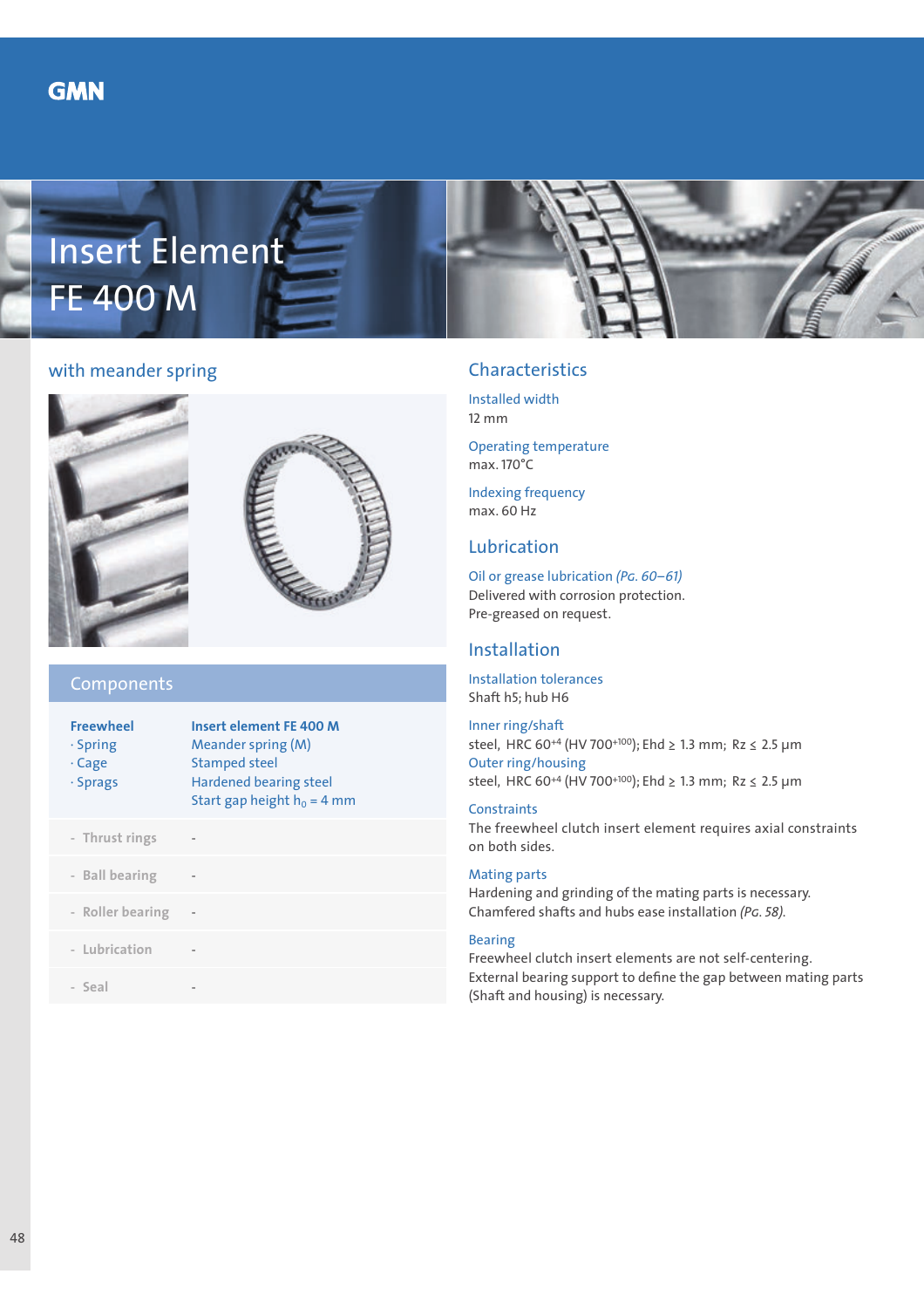GMN

# Insert Element FE 400 M

## with meander spring

## Components

| Freewheel | Insert element FE 400 M |
|---|---|
| · Spring | Meander spring (M) |
| · Cage | Stamped steel |
| · Sprags | Hardened bearing steel<br>Start gap height $h_0$ = 4 mm |
| - Thrust rings | - |
| - Ball bearing | - |
| - Roller bearing | - |
| - Lubrication | - |
| - Seal | - |

## Characteristics

**Installed width**
12 mm

**Operating temperature**
max. 170°C

**Indexing frequency**
max. 60 Hz

## Lubrication

**Oil or grease lubrication** *(Pg. 60–61)*
Delivered with corrosion protection.
Pre-greased on request.

## Installation

**Installation tolerances**
Shaft h5; hub H6

**Inner ring/shaft**
steel, HRC $60^{+4}$ (HV $700^{+100}$); Ehd ≥ 1.3 mm; Rz ≤ 2.5 µm

**Outer ring/housing**
steel, HRC $60^{+4}$ (HV $700^{+100}$); Ehd ≥ 1.3 mm; Rz ≤ 2.5 µm

**Constraints**
The freewheel clutch insert element requires axial constraints on both sides.

**Mating parts**
Hardening and grinding of the mating parts is necessary.
Chamfered shafts and hubs ease installation *(Pg. 58)*.

**Bearing**
Freewheel clutch insert elements are not self-centering.
External bearing support to define the gap between mating parts (Shaft and housing) is necessary.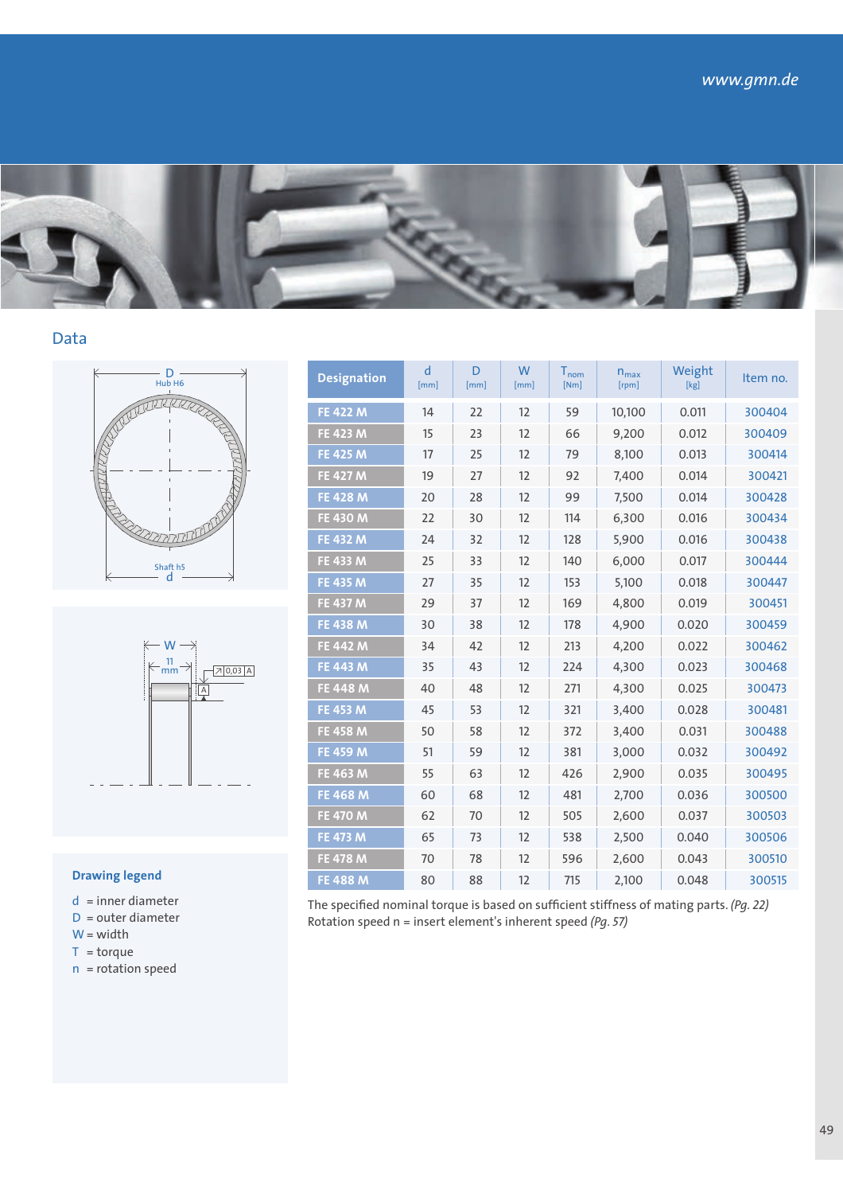## Data

| Designation | d [mm] | D [mm] | W [mm] | $T_{nom}$ [Nm] | $n_{max}$ [rpm] | Weight [kg] | Item no. |
|---|---|---|---|---|---|---|---|
| FE 422 M | 14 | 22 | 12 | 59 | 10,100 | 0.011 | 300404 |
| FE 423 M | 15 | 23 | 12 | 66 | 9,200 | 0.012 | 300409 |
| FE 425 M | 17 | 25 | 12 | 79 | 8,100 | 0.013 | 300414 |
| FE 427 M | 19 | 27 | 12 | 92 | 7,400 | 0.014 | 300421 |
| FE 428 M | 20 | 28 | 12 | 99 | 7,500 | 0.014 | 300428 |
| FE 430 M | 22 | 30 | 12 | 114 | 6,300 | 0.016 | 300434 |
| FE 432 M | 24 | 32 | 12 | 128 | 5,900 | 0.016 | 300438 |
| FE 433 M | 25 | 33 | 12 | 140 | 6,000 | 0.017 | 300444 |
| FE 435 M | 27 | 35 | 12 | 153 | 5,100 | 0.018 | 300447 |
| FE 437 M | 29 | 37 | 12 | 169 | 4,800 | 0.019 | 300451 |
| FE 438 M | 30 | 38 | 12 | 178 | 4,900 | 0.020 | 300459 |
| FE 442 M | 34 | 42 | 12 | 213 | 4,200 | 0.022 | 300462 |
| FE 443 M | 35 | 43 | 12 | 224 | 4,300 | 0.023 | 300468 |
| FE 448 M | 40 | 48 | 12 | 271 | 4,300 | 0.025 | 300473 |
| FE 453 M | 45 | 53 | 12 | 321 | 3,400 | 0.028 | 300481 |
| FE 458 M | 50 | 58 | 12 | 372 | 3,400 | 0.031 | 300488 |
| FE 459 M | 51 | 59 | 12 | 381 | 3,000 | 0.032 | 300492 |
| FE 463 M | 55 | 63 | 12 | 426 | 2,900 | 0.035 | 300495 |
| FE 468 M | 60 | 68 | 12 | 481 | 2,700 | 0.036 | 300500 |
| FE 470 M | 62 | 70 | 12 | 505 | 2,600 | 0.037 | 300503 |
| FE 473 M | 65 | 73 | 12 | 538 | 2,500 | 0.040 | 300506 |
| FE 478 M | 70 | 78 | 12 | 596 | 2,600 | 0.043 | 300510 |
| FE 488 M | 80 | 88 | 12 | 715 | 2,100 | 0.048 | 300515 |

The specified nominal torque is based on sufficient stiffness of mating parts. *(Pg. 22)*
Rotation speed n = insert element's inherent speed *(Pg. 57)*

**Drawing legend**

- d = inner diameter
- D = outer diameter
- W = width
- T = torque
- n = rotation speed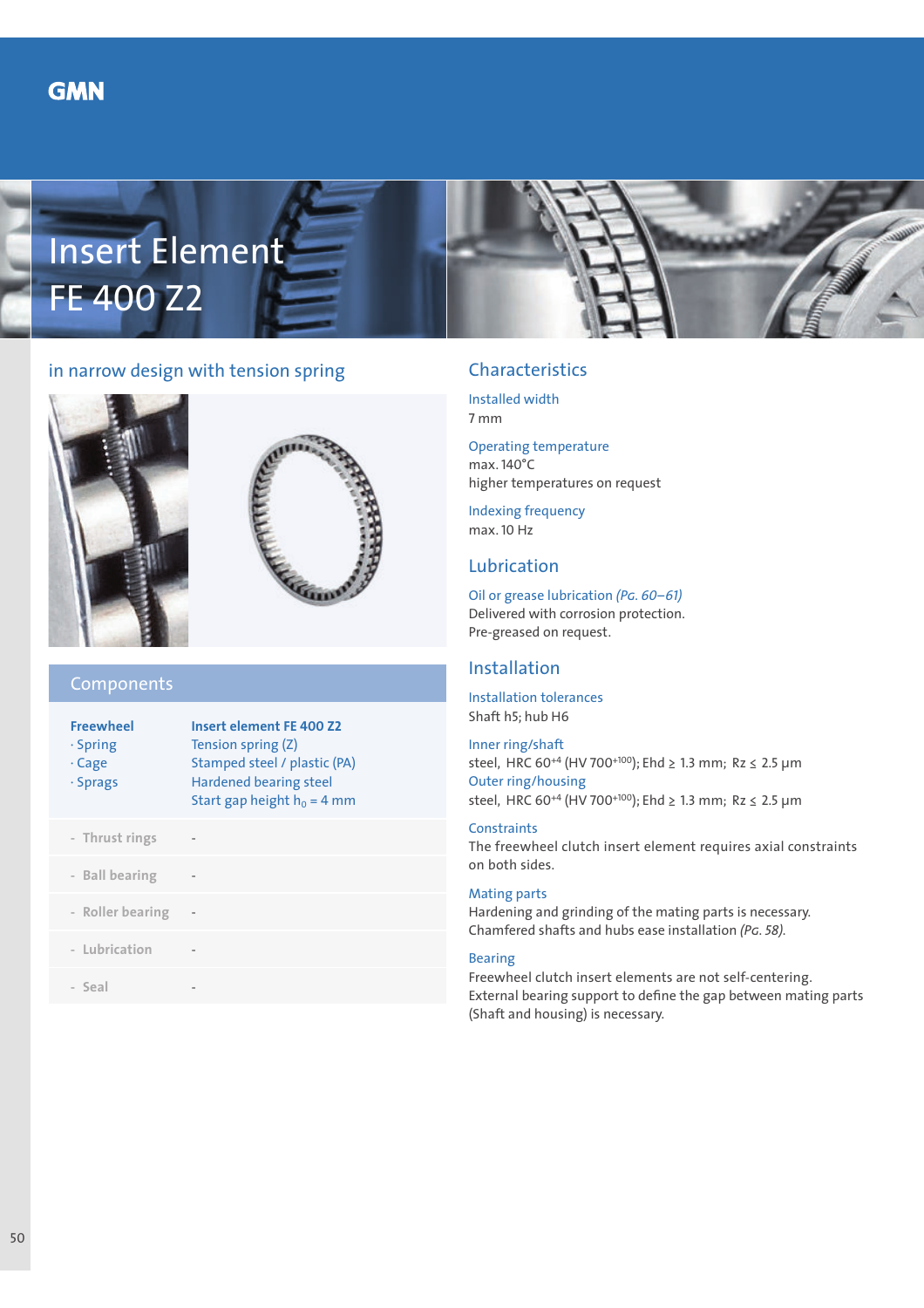GMN

# Insert Element FE 400 Z2

## in narrow design with tension spring

### Components

| | |
|---|---|
| **Freewheel** | **Insert element FE 400 Z2** |
| · Spring | Tension spring (Z) |
| · Cage | Stamped steel / plastic (PA) |
| · Sprags | Hardened bearing steel |
| | Start gap height $h_0$ = 4 mm |
| - Thrust rings | - |
| - Ball bearing | - |
| - Roller bearing | - |
| - Lubrication | - |
| - Seal | - |

## Characteristics

Installed width
7 mm

Operating temperature
max. 140°C
higher temperatures on request

Indexing frequency
max. 10 Hz

## Lubrication

Oil or grease lubrication *(Pg. 60–61)*
Delivered with corrosion protection.
Pre-greased on request.

## Installation

Installation tolerances
Shaft h5; hub H6

Inner ring/shaft
steel, HRC $60^{+4}$ (HV $700^{+100}$); Ehd ≥ 1.3 mm; Rz ≤ 2.5 µm

Outer ring/housing
steel, HRC $60^{+4}$ (HV $700^{+100}$); Ehd ≥ 1.3 mm; Rz ≤ 2.5 µm

Constraints
The freewheel clutch insert element requires axial constraints on both sides.

Mating parts
Hardening and grinding of the mating parts is necessary.
Chamfered shafts and hubs ease installation *(Pg. 58)*.

Bearing
Freewheel clutch insert elements are not self-centering.
External bearing support to define the gap between mating parts (Shaft and housing) is necessary.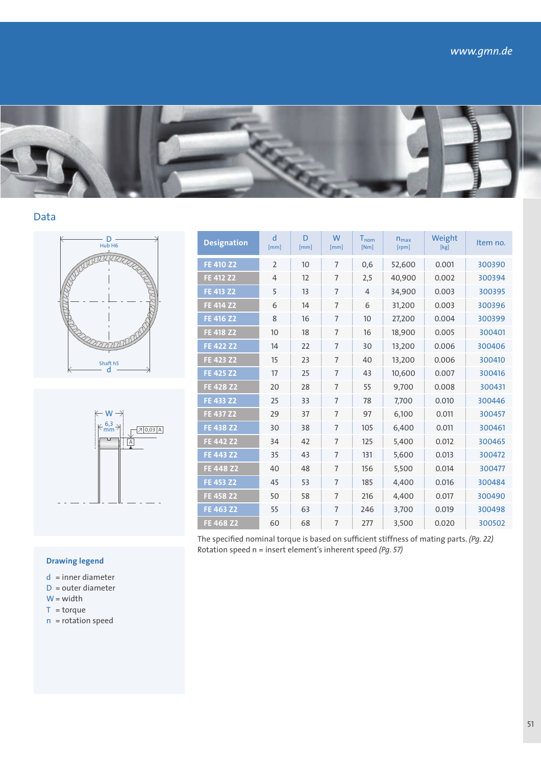## Data

| Designation | d [mm] | D [mm] | W [mm] | $T_{nom}$ [Nm] | $n_{max}$ [rpm] | Weight [kg] | Item no. |
|---|---|---|---|---|---|---|---|
| FE 410 Z2 | 2 | 10 | 7 | 0,6 | 52,600 | 0.001 | 300390 |
| FE 412 Z2 | 4 | 12 | 7 | 2,5 | 40,900 | 0.002 | 300394 |
| FE 413 Z2 | 5 | 13 | 7 | 4 | 34,900 | 0.003 | 300395 |
| FE 414 Z2 | 6 | 14 | 7 | 6 | 31,200 | 0.003 | 300396 |
| FE 416 Z2 | 8 | 16 | 7 | 10 | 27,200 | 0.004 | 300399 |
| FE 418 Z2 | 10 | 18 | 7 | 16 | 18,900 | 0.005 | 300401 |
| FE 422 Z2 | 14 | 22 | 7 | 30 | 13,200 | 0.006 | 300406 |
| FE 423 Z2 | 15 | 23 | 7 | 40 | 13,200 | 0.006 | 300410 |
| FE 425 Z2 | 17 | 25 | 7 | 43 | 10,600 | 0.007 | 300416 |
| FE 428 Z2 | 20 | 28 | 7 | 55 | 9,700 | 0.008 | 300431 |
| FE 433 Z2 | 25 | 33 | 7 | 78 | 7,700 | 0.010 | 300446 |
| FE 437 Z2 | 29 | 37 | 7 | 97 | 6,100 | 0.011 | 300457 |
| FE 438 Z2 | 30 | 38 | 7 | 105 | 6,400 | 0.011 | 300461 |
| FE 442 Z2 | 34 | 42 | 7 | 125 | 5,400 | 0.012 | 300465 |
| FE 443 Z2 | 35 | 43 | 7 | 131 | 5,600 | 0.013 | 300472 |
| FE 448 Z2 | 40 | 48 | 7 | 156 | 5,500 | 0.014 | 300477 |
| FE 453 Z2 | 45 | 53 | 7 | 185 | 4,400 | 0.016 | 300484 |
| FE 458 Z2 | 50 | 58 | 7 | 216 | 4,400 | 0.017 | 300490 |
| FE 463 Z2 | 55 | 63 | 7 | 246 | 3,700 | 0.019 | 300498 |
| FE 468 Z2 | 60 | 68 | 7 | 277 | 3,500 | 0.020 | 300502 |

The specified nominal torque is based on sufficient stiffness of mating parts. *(Pg. 22)*
Rotation speed n = insert element's inherent speed *(Pg. 57)*

### Drawing legend

d = inner diameter
D = outer diameter
W = width
T = torque
n = rotation speed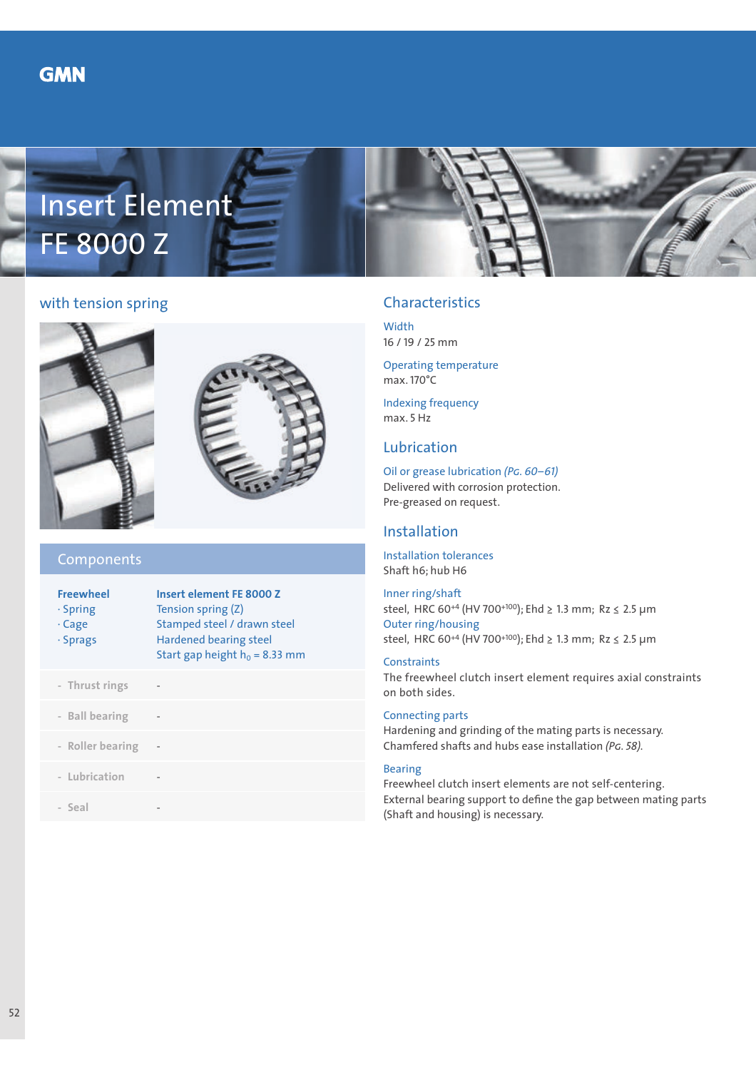# Insert Element FE 8000 Z

## with tension spring

## Components

| Freewheel | Insert element FE 8000 Z |
|---|---|
| · Spring | Tension spring (Z) |
| · Cage | Stamped steel / drawn steel |
| · Sprags | Hardened bearing steel |
| | Start gap height $h_0$ = 8.33 mm |
| - Thrust rings | - |
| - Ball bearing | - |
| - Roller bearing | - |
| - Lubrication | - |
| - Seal | - |

## Characteristics

**Width**
16 / 19 / 25 mm

**Operating temperature**
max. 170°C

**Indexing frequency**
max. 5 Hz

## Lubrication

**Oil or grease lubrication** *(Pg. 60–61)*
Delivered with corrosion protection.
Pre-greased on request.

## Installation

**Installation tolerances**
Shaft h6; hub H6

**Inner ring/shaft**
steel, HRC $60^{+4}$ (HV $700^{+100}$); Ehd ≥ 1.3 mm; Rz ≤ 2.5 µm

**Outer ring/housing**
steel, HRC $60^{+4}$ (HV $700^{+100}$); Ehd ≥ 1.3 mm; Rz ≤ 2.5 µm

**Constraints**
The freewheel clutch insert element requires axial constraints on both sides.

**Connecting parts**
Hardening and grinding of the mating parts is necessary.
Chamfered shafts and hubs ease installation *(Pg. 58)*.

**Bearing**
Freewheel clutch insert elements are not self-centering.
External bearing support to define the gap between mating parts (Shaft and housing) is necessary.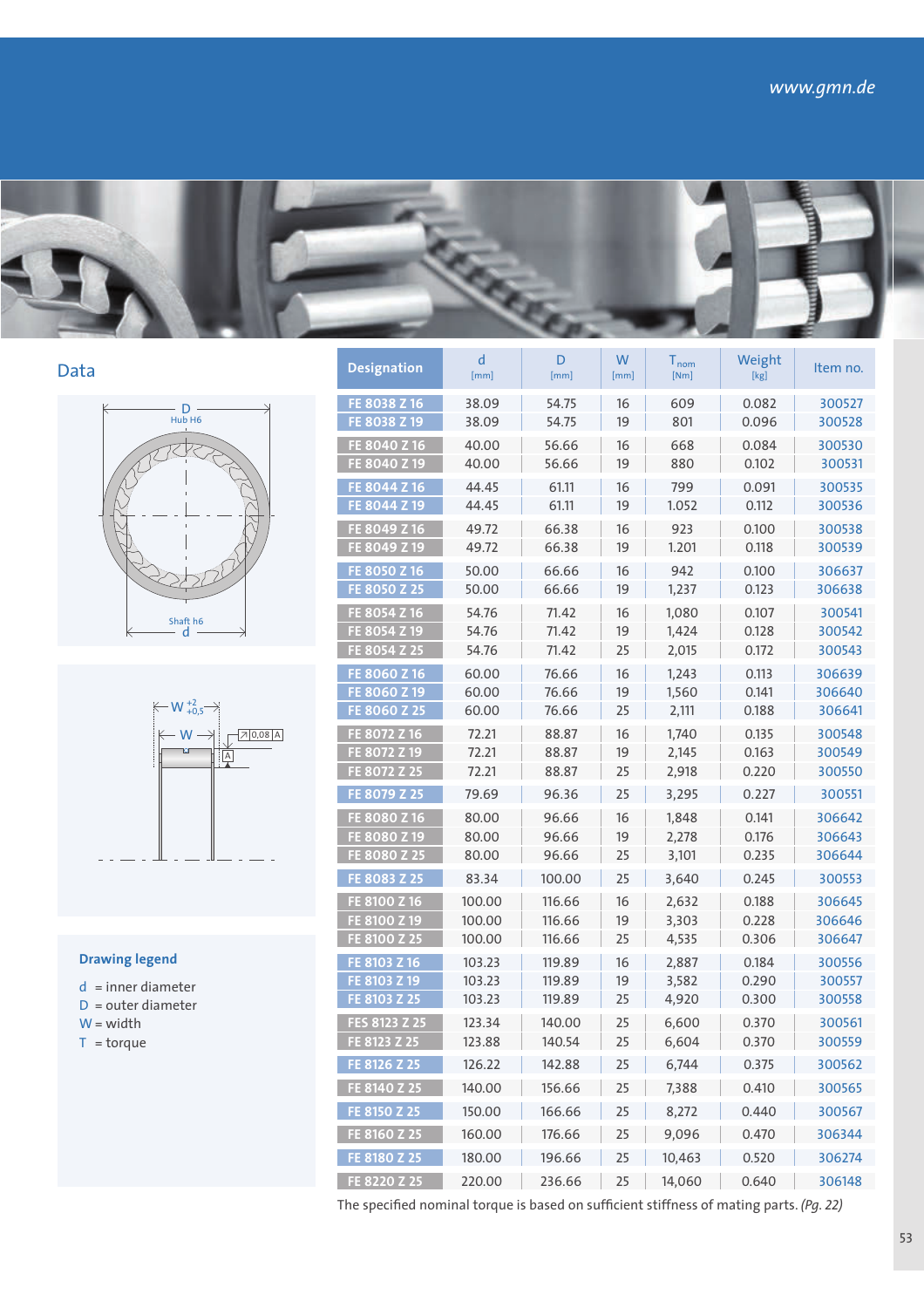## Data

D
Hub H6

Shaft h6
d

W $^{+2}_{+0.5}$

W

0,08 A

A

| Designation | d [mm] | D [mm] | W [mm] | $T_{nom}$ [Nm] | Weight [kg] | Item no. |
|---|---|---|---|---|---|---|
| FE 8038 Z 16 | 38.09 | 54.75 | 16 | 609 | 0.082 | 300527 |
| FE 8038 Z 19 | 38.09 | 54.75 | 19 | 801 | 0.096 | 300528 |
| FE 8040 Z 16 | 40.00 | 56.66 | 16 | 668 | 0.084 | 300530 |
| FE 8040 Z 19 | 40.00 | 56.66 | 19 | 880 | 0.102 | 300531 |
| FE 8044 Z 16 | 44.45 | 61.11 | 16 | 799 | 0.091 | 300535 |
| FE 8044 Z 19 | 44.45 | 61.11 | 19 | 1.052 | 0.112 | 300536 |
| FE 8049 Z 16 | 49.72 | 66.38 | 16 | 923 | 0.100 | 300538 |
| FE 8049 Z 19 | 49.72 | 66.38 | 19 | 1.201 | 0.118 | 300539 |
| FE 8050 Z 16 | 50.00 | 66.66 | 16 | 942 | 0.100 | 306637 |
| FE 8050 Z 25 | 50.00 | 66.66 | 19 | 1,237 | 0.123 | 306638 |
| FE 8054 Z 16 | 54.76 | 71.42 | 16 | 1,080 | 0.107 | 300541 |
| FE 8054 Z 19 | 54.76 | 71.42 | 19 | 1,424 | 0.128 | 300542 |
| FE 8054 Z 25 | 54.76 | 71.42 | 25 | 2,015 | 0.172 | 300543 |
| FE 8060 Z 16 | 60.00 | 76.66 | 16 | 1,243 | 0.113 | 306639 |
| FE 8060 Z 19 | 60.00 | 76.66 | 19 | 1,560 | 0.141 | 306640 |
| FE 8060 Z 25 | 60.00 | 76.66 | 25 | 2,111 | 0.188 | 306641 |
| FE 8072 Z 16 | 72.21 | 88.87 | 16 | 1,740 | 0.135 | 300548 |
| FE 8072 Z 19 | 72.21 | 88.87 | 19 | 2,145 | 0.163 | 300549 |
| FE 8072 Z 25 | 72.21 | 88.87 | 25 | 2,918 | 0.220 | 300550 |
| FE 8079 Z 25 | 79.69 | 96.36 | 25 | 3,295 | 0.227 | 300551 |
| FE 8080 Z 16 | 80.00 | 96.66 | 16 | 1,848 | 0.141 | 306642 |
| FE 8080 Z 19 | 80.00 | 96.66 | 19 | 2,278 | 0.176 | 306643 |
| FE 8080 Z 25 | 80.00 | 96.66 | 25 | 3,101 | 0.235 | 306644 |
| FE 8083 Z 25 | 83.34 | 100.00 | 25 | 3,640 | 0.245 | 300553 |
| FE 8100 Z 16 | 100.00 | 116.66 | 16 | 2,632 | 0.188 | 306645 |
| FE 8100 Z 19 | 100.00 | 116.66 | 19 | 3,303 | 0.228 | 306646 |
| FE 8100 Z 25 | 100.00 | 116.66 | 25 | 4,535 | 0.306 | 306647 |
| FE 8103 Z 16 | 103.23 | 119.89 | 16 | 2,887 | 0.184 | 300556 |
| FE 8103 Z 19 | 103.23 | 119.89 | 19 | 3,582 | 0.290 | 300557 |
| FE 8103 Z 25 | 103.23 | 119.89 | 25 | 4,920 | 0.300 | 300558 |
| FES 8123 Z 25 | 123.34 | 140.00 | 25 | 6,600 | 0.370 | 300561 |
| FE 8123 Z 25 | 123.88 | 140.54 | 25 | 6,604 | 0.370 | 300559 |
| FE 8126 Z 25 | 126.22 | 142.88 | 25 | 6,744 | 0.375 | 300562 |
| FE 8140 Z 25 | 140.00 | 156.66 | 25 | 7,388 | 0.410 | 300565 |
| FE 8150 Z 25 | 150.00 | 166.66 | 25 | 8,272 | 0.440 | 300567 |
| FE 8160 Z 25 | 160.00 | 176.66 | 25 | 9,096 | 0.470 | 306344 |
| FE 8180 Z 25 | 180.00 | 196.66 | 25 | 10,463 | 0.520 | 306274 |
| FE 8220 Z 25 | 220.00 | 236.66 | 25 | 14,060 | 0.640 | 306148 |

The specified nominal torque is based on sufficient stiffness of mating parts. *(Pg. 22)*

**Drawing legend**

d = inner diameter
D = outer diameter
W = width
T = torque